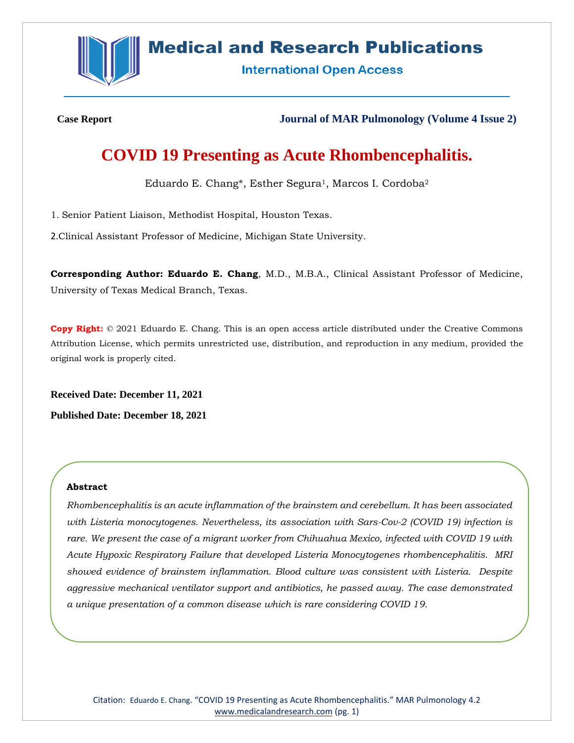Case Report

Journal of MAR Pulmonology (Volume 4 Issue 2)

# COVID 19 Presenting as Acute Rhombencephalitis.

Eduardo E. Chang*, Esther Segura[1], Marcos I. Cordoba[2]

1. Senior Patient Liaison, Methodist Hospital, Houston Texas.

2. Clinical Assistant Professor of Medicine, Michigan State University.

**Corresponding Author: Eduardo E. Chang**, M.D., M.B.A., Clinical Assistant Professor of Medicine, University of Texas Medical Branch, Texas.

**Copy Right:** © 2021 Eduardo E. Chang. This is an open access article distributed under the Creative Commons Attribution License, which permits unrestricted use, distribution, and reproduction in any medium, provided the original work is properly cited.

**Received Date: December 11, 2021**

**Published Date: December 18, 2021**

### Abstract

*Rhombencephalitis is an acute inflammation of the brainstem and cerebellum. It has been associated with Listeria monocytogenes. Nevertheless, its association with Sars-Cov-2 (COVID 19) infection is rare. We present the case of a migrant worker from Chihuahua Mexico, infected with COVID 19 with Acute Hypoxic Respiratory Failure that developed Listeria Monocytogenes rhombencephalitis. MRI showed evidence of brainstem inflammation. Blood culture was consistent with Listeria. Despite aggressive mechanical ventilator support and antibiotics, he passed away. The case demonstrated a unique presentation of a common disease which is rare considering COVID 19.*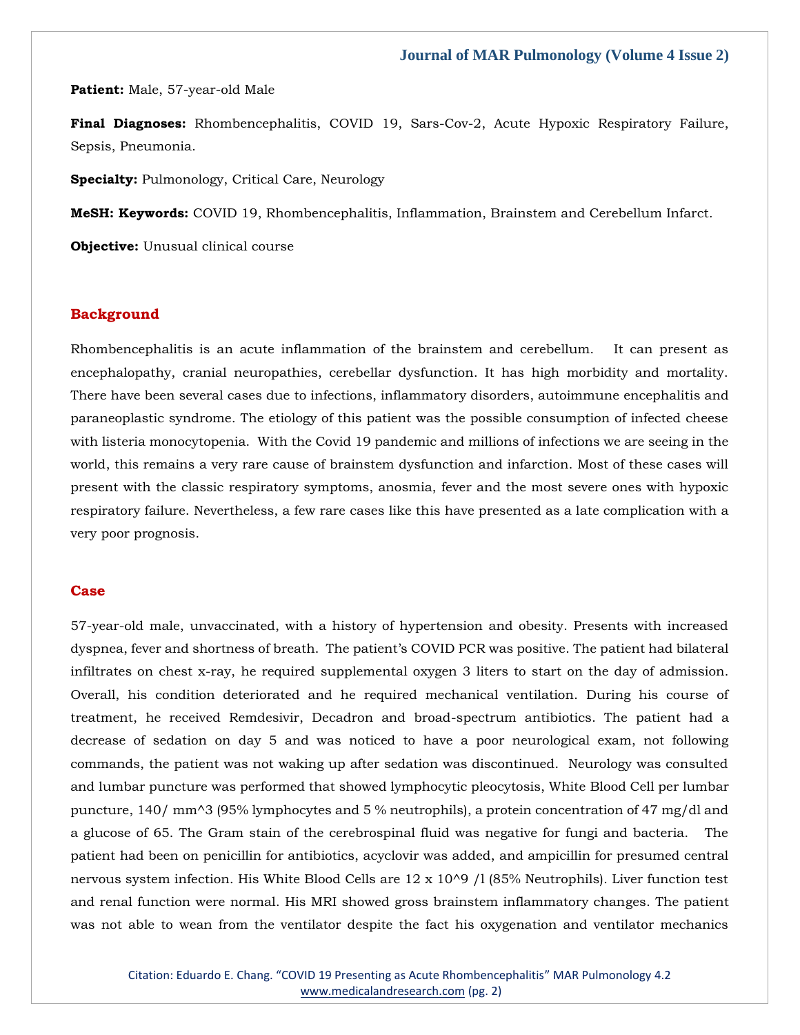**Patient:** Male, 57-year-old Male

**Final Diagnoses:** Rhombencephalitis, COVID 19, Sars-Cov-2, Acute Hypoxic Respiratory Failure, Sepsis, Pneumonia.

**Specialty:** Pulmonology, Critical Care, Neurology

**MeSH: Keywords:** COVID 19, Rhombencephalitis, Inflammation, Brainstem and Cerebellum Infarct.

**Objective:** Unusual clinical course

## Background

Rhombencephalitis is an acute inflammation of the brainstem and cerebellum. It can present as encephalopathy, cranial neuropathies, cerebellar dysfunction. It has high morbidity and mortality. There have been several cases due to infections, inflammatory disorders, autoimmune encephalitis and paraneoplastic syndrome. The etiology of this patient was the possible consumption of infected cheese with listeria monocytopenia. With the Covid 19 pandemic and millions of infections we are seeing in the world, this remains a very rare cause of brainstem dysfunction and infarction. Most of these cases will present with the classic respiratory symptoms, anosmia, fever and the most severe ones with hypoxic respiratory failure. Nevertheless, a few rare cases like this have presented as a late complication with a very poor prognosis.

## Case

57-year-old male, unvaccinated, with a history of hypertension and obesity. Presents with increased dyspnea, fever and shortness of breath. The patient's COVID PCR was positive. The patient had bilateral infiltrates on chest x-ray, he required supplemental oxygen 3 liters to start on the day of admission. Overall, his condition deteriorated and he required mechanical ventilation. During his course of treatment, he received Remdesivir, Decadron and broad-spectrum antibiotics. The patient had a decrease of sedation on day 5 and was noticed to have a poor neurological exam, not following commands, the patient was not waking up after sedation was discontinued. Neurology was consulted and lumbar puncture was performed that showed lymphocytic pleocytosis, White Blood Cell per lumbar puncture, 140/ mm^3 (95% lymphocytes and 5 % neutrophils), a protein concentration of 47 mg/dl and a glucose of 65. The Gram stain of the cerebrospinal fluid was negative for fungi and bacteria. The patient had been on penicillin for antibiotics, acyclovir was added, and ampicillin for presumed central nervous system infection. His White Blood Cells are 12 x 10^9 /l (85% Neutrophils). Liver function test and renal function were normal. His MRI showed gross brainstem inflammatory changes. The patient was not able to wean from the ventilator despite the fact his oxygenation and ventilator mechanics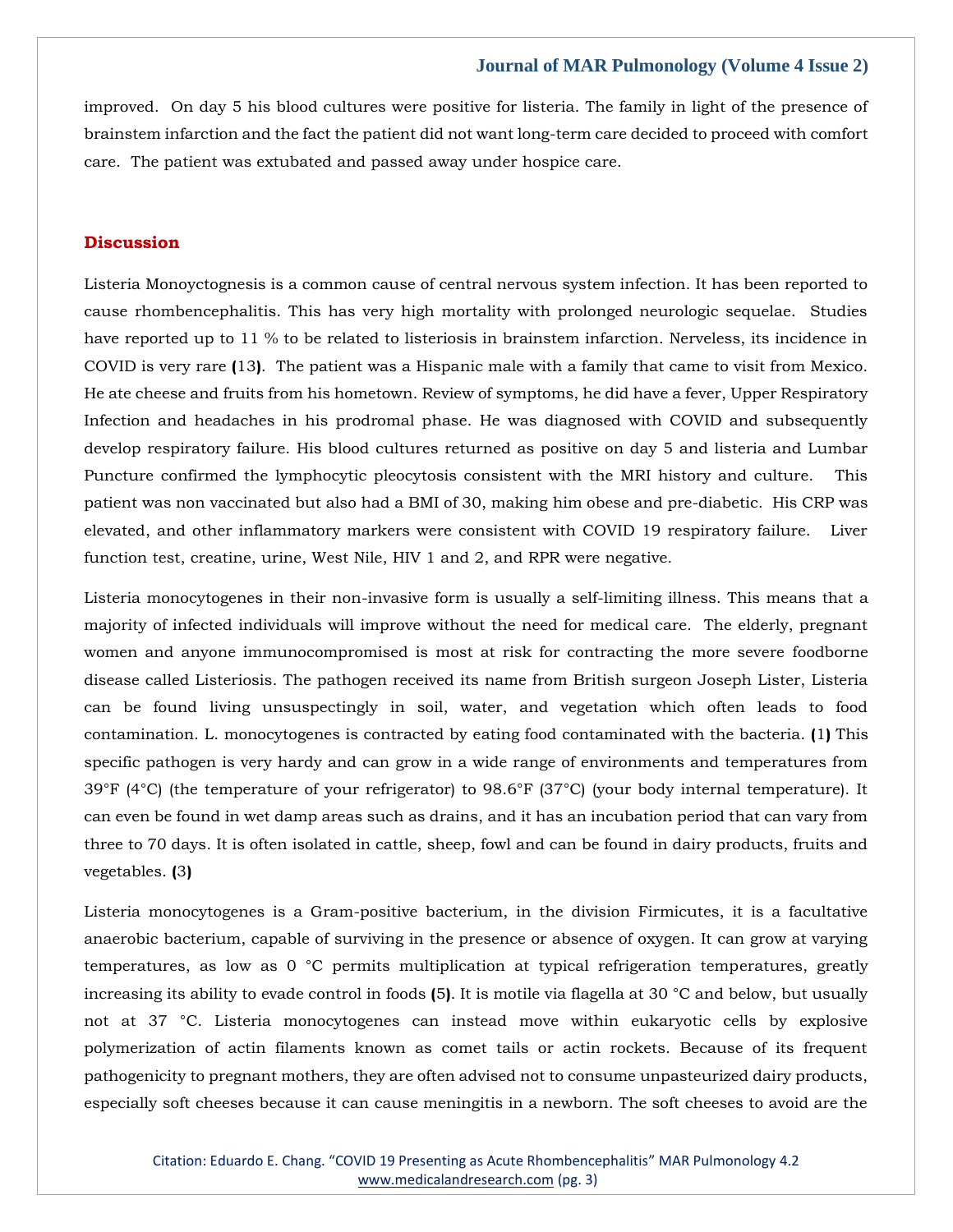improved. On day 5 his blood cultures were positive for listeria. The family in light of the presence of brainstem infarction and the fact the patient did not want long-term care decided to proceed with comfort care. The patient was extubated and passed away under hospice care.

## Discussion

Listeria Monoyctognesis is a common cause of central nervous system infection. It has been reported to cause rhombencephalitis. This has very high mortality with prolonged neurologic sequelae. Studies have reported up to 11 % to be related to listeriosis in brainstem infarction. Nerveless, its incidence in COVID is very rare **(**13**)**. The patient was a Hispanic male with a family that came to visit from Mexico. He ate cheese and fruits from his hometown. Review of symptoms, he did have a fever, Upper Respiratory Infection and headaches in his prodromal phase. He was diagnosed with COVID and subsequently develop respiratory failure. His blood cultures returned as positive on day 5 and listeria and Lumbar Puncture confirmed the lymphocytic pleocytosis consistent with the MRI history and culture. This patient was non vaccinated but also had a BMI of 30, making him obese and pre-diabetic. His CRP was elevated, and other inflammatory markers were consistent with COVID 19 respiratory failure. Liver function test, creatine, urine, West Nile, HIV 1 and 2, and RPR were negative.

Listeria monocytogenes in their non-invasive form is usually a self-limiting illness. This means that a majority of infected individuals will improve without the need for medical care. The elderly, pregnant women and anyone immunocompromised is most at risk for contracting the more severe foodborne disease called Listeriosis. The pathogen received its name from British surgeon Joseph Lister, Listeria can be found living unsuspectingly in soil, water, and vegetation which often leads to food contamination. L. monocytogenes is contracted by eating food contaminated with the bacteria. **(**1**)** This specific pathogen is very hardy and can grow in a wide range of environments and temperatures from 39°F (4°C) (the temperature of your refrigerator) to 98.6°F (37°C) (your body internal temperature). It can even be found in wet damp areas such as drains, and it has an incubation period that can vary from three to 70 days. It is often isolated in cattle, sheep, fowl and can be found in dairy products, fruits and vegetables. **(**3**)**

Listeria monocytogenes is a Gram-positive bacterium, in the division Firmicutes, it is a facultative anaerobic bacterium, capable of surviving in the presence or absence of oxygen. It can grow at varying temperatures, as low as 0 °C permits multiplication at typical refrigeration temperatures, greatly increasing its ability to evade control in foods **(**5**)**. It is motile via flagella at 30 °C and below, but usually not at 37 °C. Listeria monocytogenes can instead move within eukaryotic cells by explosive polymerization of actin filaments known as comet tails or actin rockets. Because of its frequent pathogenicity to pregnant mothers, they are often advised not to consume unpasteurized dairy products, especially soft cheeses because it can cause meningitis in a newborn. The soft cheeses to avoid are the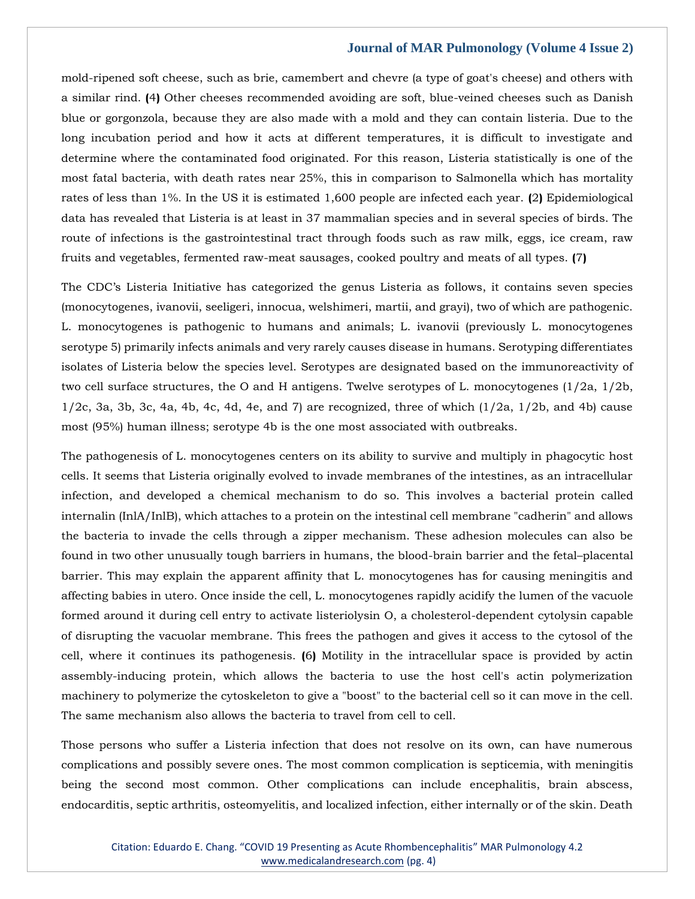mold-ripened soft cheese, such as brie, camembert and chevre (a type of goat's cheese) and others with a similar rind. (4) Other cheeses recommended avoiding are soft, blue-veined cheeses such as Danish blue or gorgonzola, because they are also made with a mold and they can contain listeria. Due to the long incubation period and how it acts at different temperatures, it is difficult to investigate and determine where the contaminated food originated. For this reason, Listeria statistically is one of the most fatal bacteria, with death rates near 25%, this in comparison to Salmonella which has mortality rates of less than 1%. In the US it is estimated 1,600 people are infected each year. (2) Epidemiological data has revealed that Listeria is at least in 37 mammalian species and in several species of birds. The route of infections is the gastrointestinal tract through foods such as raw milk, eggs, ice cream, raw fruits and vegetables, fermented raw-meat sausages, cooked poultry and meats of all types. (7)

The CDC's Listeria Initiative has categorized the genus Listeria as follows, it contains seven species (monocytogenes, ivanovii, seeligeri, innocua, welshimeri, martii, and grayi), two of which are pathogenic. L. monocytogenes is pathogenic to humans and animals; L. ivanovii (previously L. monocytogenes serotype 5) primarily infects animals and very rarely causes disease in humans. Serotyping differentiates isolates of Listeria below the species level. Serotypes are designated based on the immunoreactivity of two cell surface structures, the O and H antigens. Twelve serotypes of L. monocytogenes (1/2a, 1/2b, 1/2c, 3a, 3b, 3c, 4a, 4b, 4c, 4d, 4e, and 7) are recognized, three of which (1/2a, 1/2b, and 4b) cause most (95%) human illness; serotype 4b is the one most associated with outbreaks.

The pathogenesis of L. monocytogenes centers on its ability to survive and multiply in phagocytic host cells. It seems that Listeria originally evolved to invade membranes of the intestines, as an intracellular infection, and developed a chemical mechanism to do so. This involves a bacterial protein called internalin (InlA/InlB), which attaches to a protein on the intestinal cell membrane "cadherin" and allows the bacteria to invade the cells through a zipper mechanism. These adhesion molecules can also be found in two other unusually tough barriers in humans, the blood-brain barrier and the fetal–placental barrier. This may explain the apparent affinity that L. monocytogenes has for causing meningitis and affecting babies in utero. Once inside the cell, L. monocytogenes rapidly acidify the lumen of the vacuole formed around it during cell entry to activate listeriolysin O, a cholesterol-dependent cytolysin capable of disrupting the vacuolar membrane. This frees the pathogen and gives it access to the cytosol of the cell, where it continues its pathogenesis. (6) Motility in the intracellular space is provided by actin assembly-inducing protein, which allows the bacteria to use the host cell's actin polymerization machinery to polymerize the cytoskeleton to give a "boost" to the bacterial cell so it can move in the cell. The same mechanism also allows the bacteria to travel from cell to cell.

Those persons who suffer a Listeria infection that does not resolve on its own, can have numerous complications and possibly severe ones. The most common complication is septicemia, with meningitis being the second most common. Other complications can include encephalitis, brain abscess, endocarditis, septic arthritis, osteomyelitis, and localized infection, either internally or of the skin. Death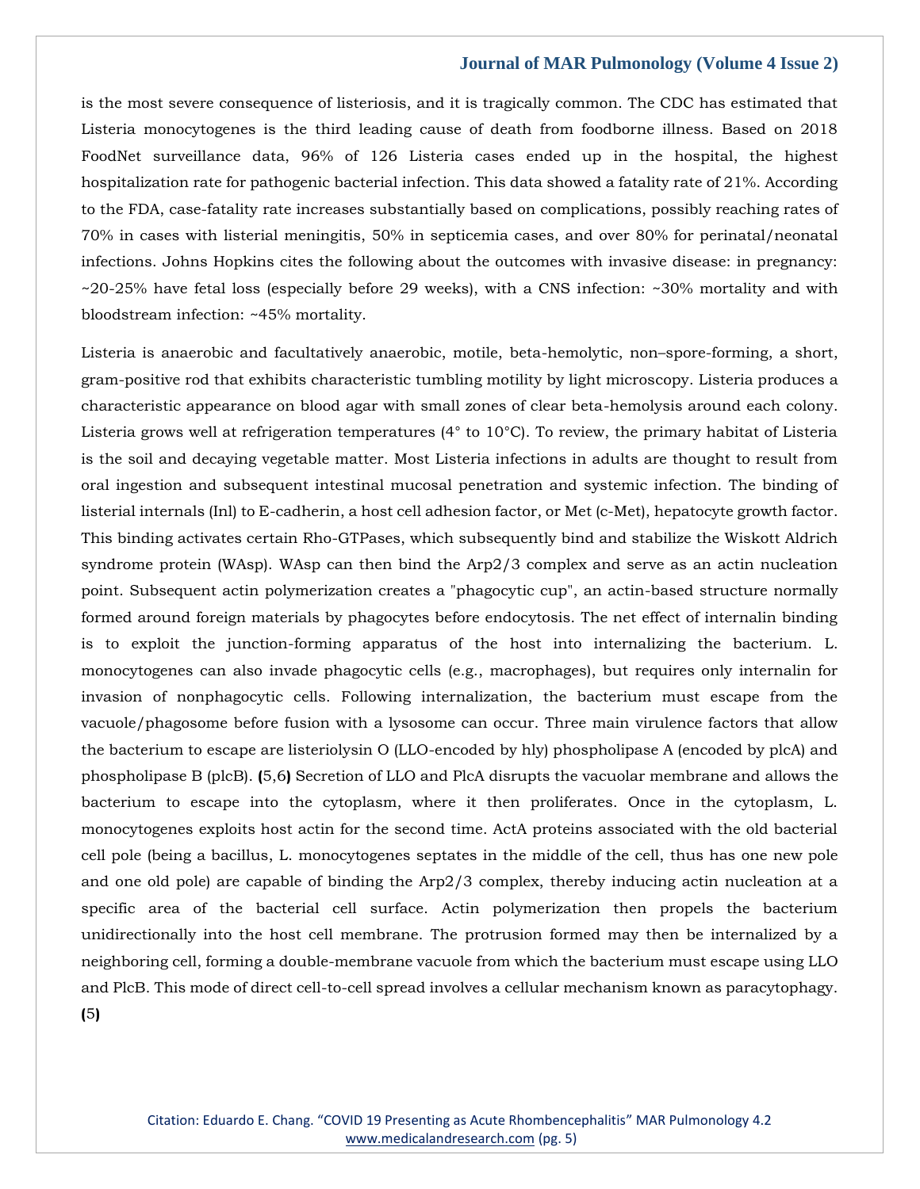is the most severe consequence of listeriosis, and it is tragically common. The CDC has estimated that Listeria monocytogenes is the third leading cause of death from foodborne illness. Based on 2018 FoodNet surveillance data, 96% of 126 Listeria cases ended up in the hospital, the highest hospitalization rate for pathogenic bacterial infection. This data showed a fatality rate of 21%. According to the FDA, case-fatality rate increases substantially based on complications, possibly reaching rates of 70% in cases with listerial meningitis, 50% in septicemia cases, and over 80% for perinatal/neonatal infections. Johns Hopkins cites the following about the outcomes with invasive disease: in pregnancy: ~20-25% have fetal loss (especially before 29 weeks), with a CNS infection: ~30% mortality and with bloodstream infection: ~45% mortality.

Listeria is anaerobic and facultatively anaerobic, motile, beta-hemolytic, non–spore-forming, a short, gram-positive rod that exhibits characteristic tumbling motility by light microscopy. Listeria produces a characteristic appearance on blood agar with small zones of clear beta-hemolysis around each colony. Listeria grows well at refrigeration temperatures (4° to 10°C). To review, the primary habitat of Listeria is the soil and decaying vegetable matter. Most Listeria infections in adults are thought to result from oral ingestion and subsequent intestinal mucosal penetration and systemic infection. The binding of listerial internals (Inl) to E-cadherin, a host cell adhesion factor, or Met (c-Met), hepatocyte growth factor. This binding activates certain Rho-GTPases, which subsequently bind and stabilize the Wiskott Aldrich syndrome protein (WAsp). WAsp can then bind the Arp2/3 complex and serve as an actin nucleation point. Subsequent actin polymerization creates a "phagocytic cup", an actin-based structure normally formed around foreign materials by phagocytes before endocytosis. The net effect of internalin binding is to exploit the junction-forming apparatus of the host into internalizing the bacterium. L. monocytogenes can also invade phagocytic cells (e.g., macrophages), but requires only internalin for invasion of nonphagocytic cells. Following internalization, the bacterium must escape from the vacuole/phagosome before fusion with a lysosome can occur. Three main virulence factors that allow the bacterium to escape are listeriolysin O (LLO-encoded by hly) phospholipase A (encoded by plcA) and phospholipase B (plcB). **(**5,6**)** Secretion of LLO and PlcA disrupts the vacuolar membrane and allows the bacterium to escape into the cytoplasm, where it then proliferates. Once in the cytoplasm, L. monocytogenes exploits host actin for the second time. ActA proteins associated with the old bacterial cell pole (being a bacillus, L. monocytogenes septates in the middle of the cell, thus has one new pole and one old pole) are capable of binding the Arp2/3 complex, thereby inducing actin nucleation at a specific area of the bacterial cell surface. Actin polymerization then propels the bacterium unidirectionally into the host cell membrane. The protrusion formed may then be internalized by a neighboring cell, forming a double-membrane vacuole from which the bacterium must escape using LLO and PlcB. This mode of direct cell-to-cell spread involves a cellular mechanism known as paracytophagy. **(**5**)**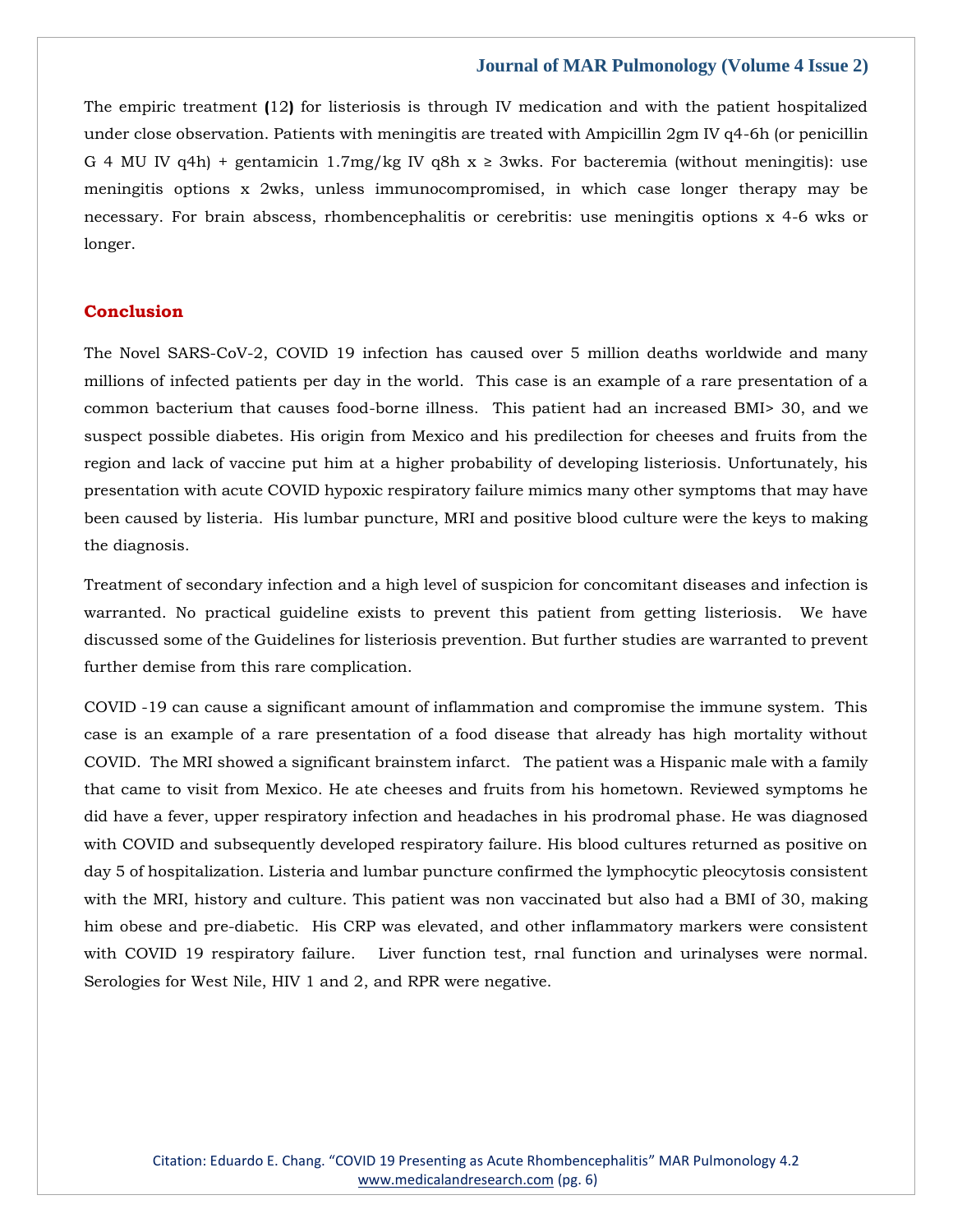The empiric treatment **(**12**)** for listeriosis is through IV medication and with the patient hospitalized under close observation. Patients with meningitis are treated with Ampicillin 2gm IV q4-6h (or penicillin G 4 MU IV q4h) + gentamicin 1.7mg/kg IV q8h x ≥ 3wks. For bacteremia (without meningitis): use meningitis options x 2wks, unless immunocompromised, in which case longer therapy may be necessary. For brain abscess, rhombencephalitis or cerebritis: use meningitis options x 4-6 wks or longer.

## Conclusion

The Novel SARS-CoV-2, COVID 19 infection has caused over 5 million deaths worldwide and many millions of infected patients per day in the world. This case is an example of a rare presentation of a common bacterium that causes food-borne illness. This patient had an increased BMI> 30, and we suspect possible diabetes. His origin from Mexico and his predilection for cheeses and fruits from the region and lack of vaccine put him at a higher probability of developing listeriosis. Unfortunately, his presentation with acute COVID hypoxic respiratory failure mimics many other symptoms that may have been caused by listeria. His lumbar puncture, MRI and positive blood culture were the keys to making the diagnosis.

Treatment of secondary infection and a high level of suspicion for concomitant diseases and infection is warranted. No practical guideline exists to prevent this patient from getting listeriosis. We have discussed some of the Guidelines for listeriosis prevention. But further studies are warranted to prevent further demise from this rare complication.

COVID -19 can cause a significant amount of inflammation and compromise the immune system. This case is an example of a rare presentation of a food disease that already has high mortality without COVID. The MRI showed a significant brainstem infarct. The patient was a Hispanic male with a family that came to visit from Mexico. He ate cheeses and fruits from his hometown. Reviewed symptoms he did have a fever, upper respiratory infection and headaches in his prodromal phase. He was diagnosed with COVID and subsequently developed respiratory failure. His blood cultures returned as positive on day 5 of hospitalization. Listeria and lumbar puncture confirmed the lymphocytic pleocytosis consistent with the MRI, history and culture. This patient was non vaccinated but also had a BMI of 30, making him obese and pre-diabetic. His CRP was elevated, and other inflammatory markers were consistent with COVID 19 respiratory failure. Liver function test, rnal function and urinalyses were normal. Serologies for West Nile, HIV 1 and 2, and RPR were negative.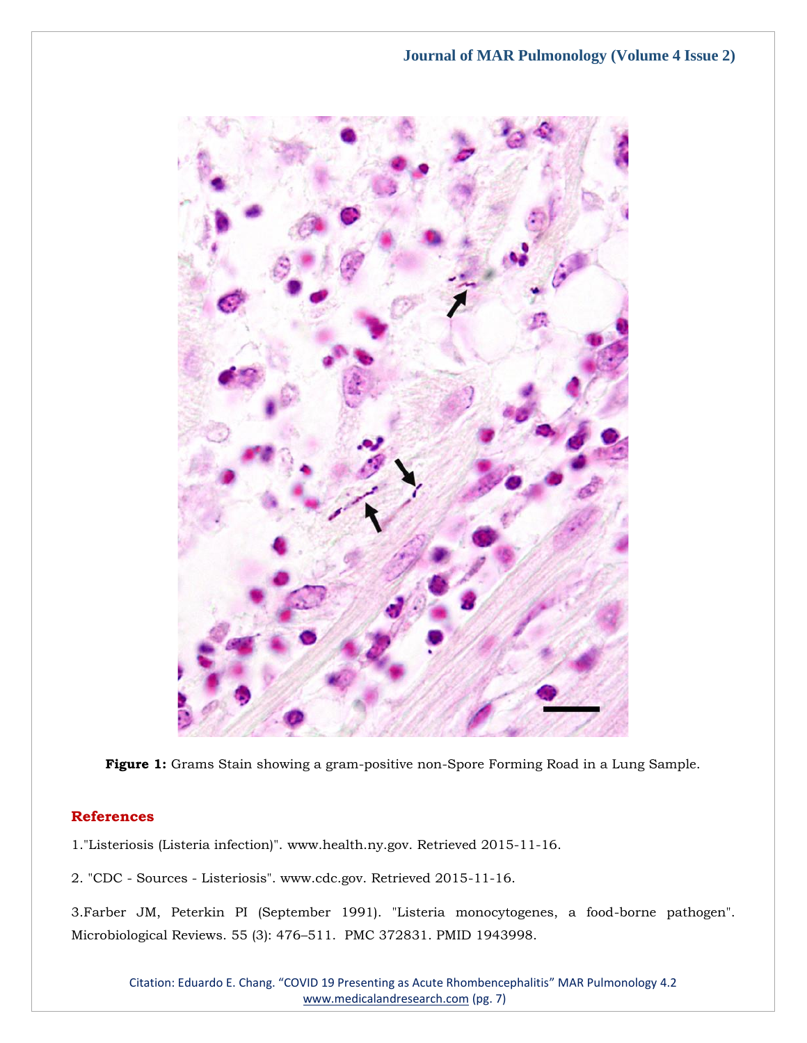**Figure 1:** Grams Stain showing a gram-positive non-Spore Forming Road in a Lung Sample.

## References

1."Listeriosis (Listeria infection)". www.health.ny.gov. Retrieved 2015-11-16.

2. "CDC - Sources - Listeriosis". www.cdc.gov. Retrieved 2015-11-16.

3.Farber JM, Peterkin PI (September 1991). "Listeria monocytogenes, a food-borne pathogen". Microbiological Reviews. 55 (3): 476–511. PMC 372831. PMID 1943998.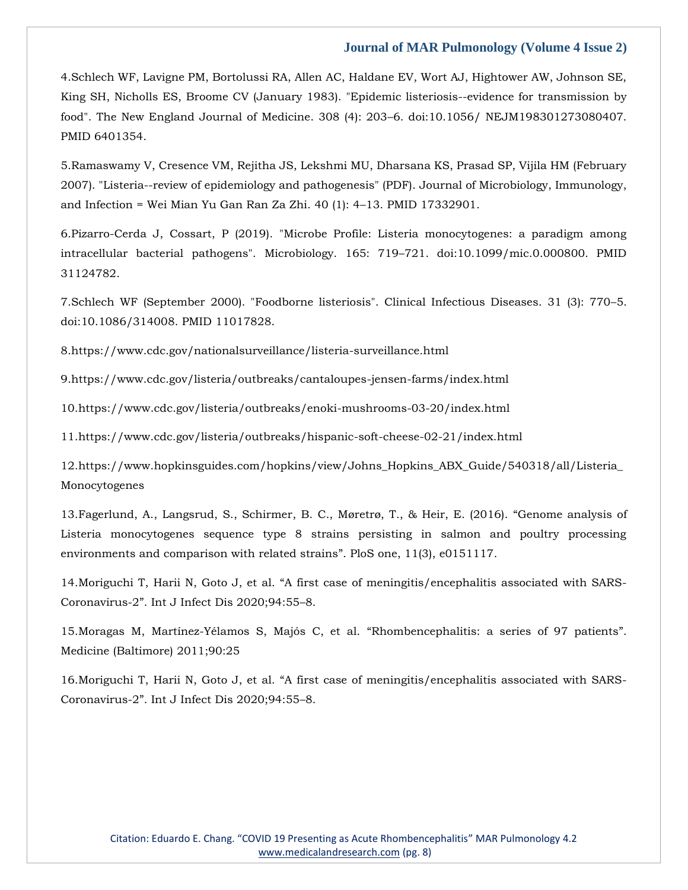4.Schlech WF, Lavigne PM, Bortolussi RA, Allen AC, Haldane EV, Wort AJ, Hightower AW, Johnson SE, King SH, Nicholls ES, Broome CV (January 1983). "Epidemic listeriosis--evidence for transmission by food". The New England Journal of Medicine. 308 (4): 203–6. doi:10.1056/ NEJM198301273080407. PMID 6401354.

5.Ramaswamy V, Cresence VM, Rejitha JS, Lekshmi MU, Dharsana KS, Prasad SP, Vijila HM (February 2007). "Listeria--review of epidemiology and pathogenesis" (PDF). Journal of Microbiology, Immunology, and Infection = Wei Mian Yu Gan Ran Za Zhi. 40 (1): 4–13. PMID 17332901.

6.Pizarro-Cerda J, Cossart, P (2019). "Microbe Profile: Listeria monocytogenes: a paradigm among intracellular bacterial pathogens". Microbiology. 165: 719–721. doi:10.1099/mic.0.000800. PMID 31124782.

7.Schlech WF (September 2000). "Foodborne listeriosis". Clinical Infectious Diseases. 31 (3): 770–5. doi:10.1086/314008. PMID 11017828.

8.https://www.cdc.gov/nationalsurveillance/listeria-surveillance.html

9.https://www.cdc.gov/listeria/outbreaks/cantaloupes-jensen-farms/index.html

10.https://www.cdc.gov/listeria/outbreaks/enoki-mushrooms-03-20/index.html

11.https://www.cdc.gov/listeria/outbreaks/hispanic-soft-cheese-02-21/index.html

12.https://www.hopkinsguides.com/hopkins/view/Johns_Hopkins_ABX_Guide/540318/all/Listeria_Monocytogenes

13.Fagerlund, A., Langsrud, S., Schirmer, B. C., Møretrø, T., & Heir, E. (2016). "Genome analysis of Listeria monocytogenes sequence type 8 strains persisting in salmon and poultry processing environments and comparison with related strains". PloS one, 11(3), e0151117.

14.Moriguchi T, Harii N, Goto J, et al. "A first case of meningitis/encephalitis associated with SARS-Coronavirus-2". Int J Infect Dis 2020;94:55–8.

15.Moragas M, Martínez-Yélamos S, Majós C, et al. "Rhombencephalitis: a series of 97 patients". Medicine (Baltimore) 2011;90:25

16.Moriguchi T, Harii N, Goto J, et al. "A first case of meningitis/encephalitis associated with SARS-Coronavirus-2". Int J Infect Dis 2020;94:55–8.